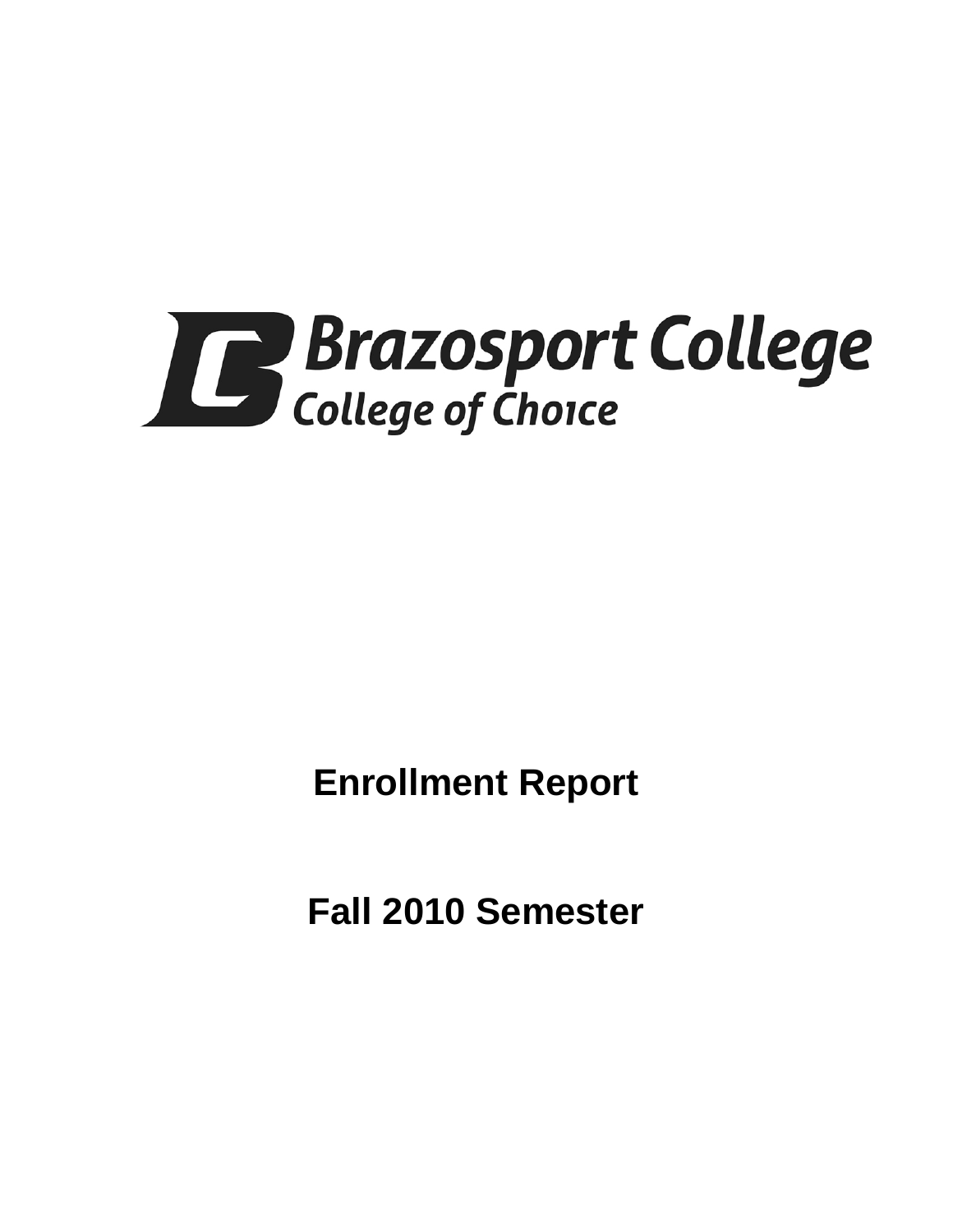Brazosport College

College of Choice

# Enrollment Report

# Fall 2010 Semester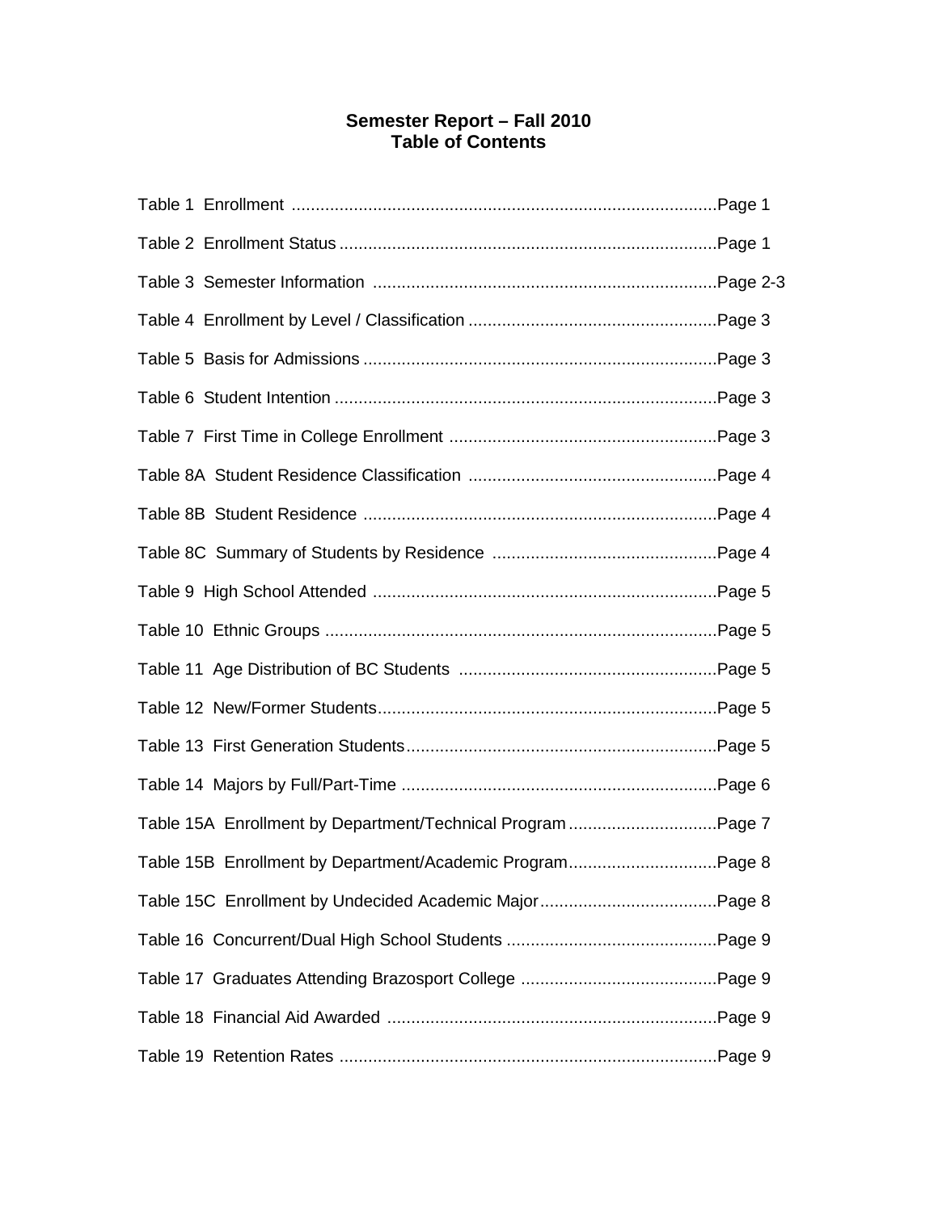**Semester Report – Fall 2010**
**Table of Contents**

Table 1 Enrollment ........................................................................................Page 1

Table 2 Enrollment Status ..............................................................................Page 1

Table 3 Semester Information .......................................................................Page 2-3

Table 4 Enrollment by Level / Classification ...................................................Page 3

Table 5 Basis for Admissions .........................................................................Page 3

Table 6 Student Intention ...............................................................................Page 3

Table 7 First Time in College Enrollment .......................................................Page 3

Table 8A Student Residence Classification ...................................................Page 4

Table 8B Student Residence .........................................................................Page 4

Table 8C Summary of Students by Residence ..............................................Page 4

Table 9 High School Attended .......................................................................Page 5

Table 10 Ethnic Groups .................................................................................Page 5

Table 11 Age Distribution of BC Students .....................................................Page 5

Table 12 New/Former Students......................................................................Page 5

Table 13 First Generation Students................................................................Page 5

Table 14 Majors by Full/Part-Time .................................................................Page 6

Table 15A Enrollment by Department/Technical Program ...............................Page 7

Table 15B Enrollment by Department/Academic Program...............................Page 8

Table 15C Enrollment by Undecided Academic Major....................................Page 8

Table 16 Concurrent/Dual High School Students ............................................Page 9

Table 17 Graduates Attending Brazosport College .........................................Page 9

Table 18 Financial Aid Awarded ....................................................................Page 9

Table 19 Retention Rates ..............................................................................Page 9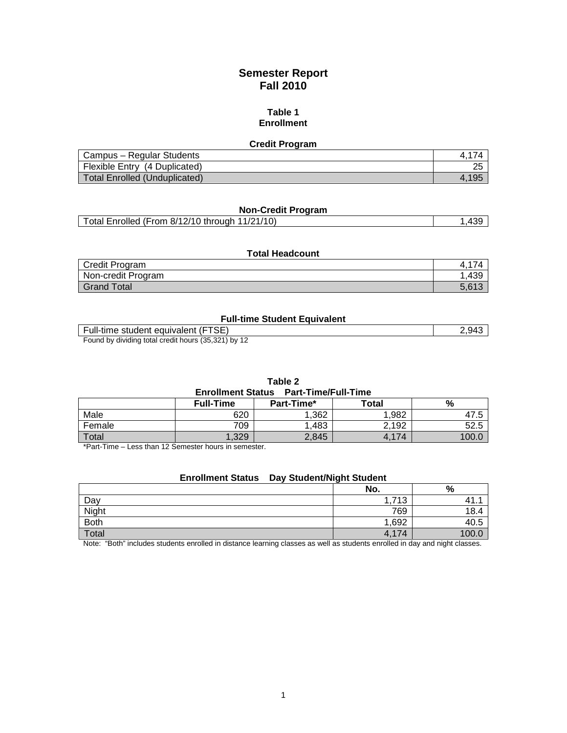# Semester Report
# Fall 2010

## Table 1
## Enrollment

### Credit Program

| | |
|---|---|
| Campus – Regular Students | 4,174 |
| Flexible Entry (4 Duplicated) | 25 |
| Total Enrolled (Unduplicated) | 4,195 |

### Non-Credit Program

| | |
|---|---|
| Total Enrolled (From 8/12/10 through 11/21/10) | 1,439 |

### Total Headcount

| | |
|---|---|
| Credit Program | 4,174 |
| Non-credit Program | 1,439 |
| Grand Total | 5,613 |

### Full-time Student Equivalent

| | |
|---|---|
| Full-time student equivalent (FTSE) | 2,943 |

Found by dividing total credit hours (35,321) by 12

## Table 2
### Enrollment Status Part-Time/Full-Time

| | Full-Time | Part-Time* | Total | % |
|---|---|---|---|---|
| Male | 620 | 1,362 | 1,982 | 47.5 |
| Female | 709 | 1,483 | 2,192 | 52.5 |
| Total | 1,329 | 2,845 | 4,174 | 100.0 |

*Part-Time – Less than 12 Semester hours in semester.

### Enrollment Status Day Student/Night Student

| | No. | % |
|---|---|---|
| Day | 1,713 | 41.1 |
| Night | 769 | 18.4 |
| Both | 1,692 | 40.5 |
| Total | 4,174 | 100.0 |

Note: "Both" includes students enrolled in distance learning classes as well as students enrolled in day and night classes.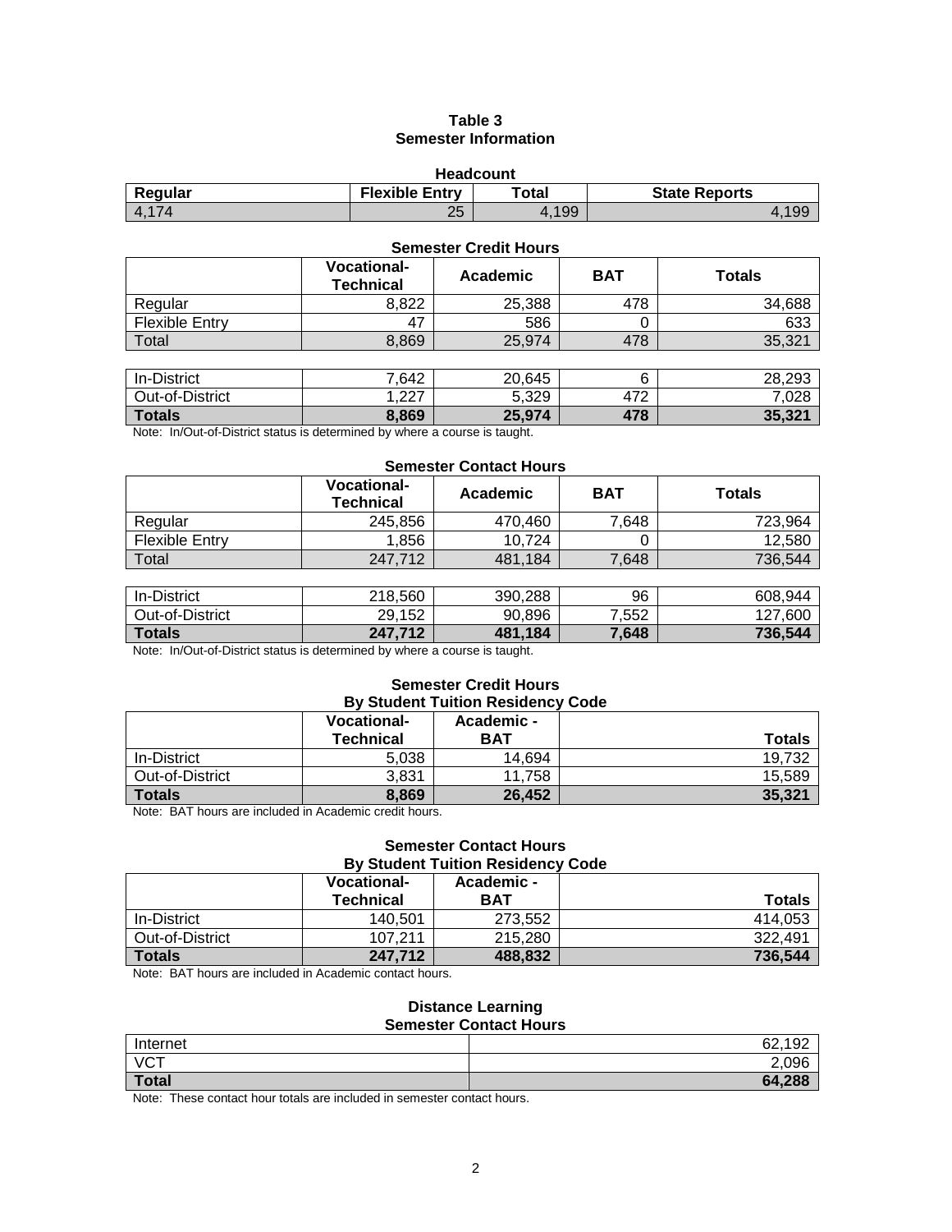# Table 3
## Semester Information

### Headcount

| Regular | Flexible Entry | Total | State Reports |
|---|---|---|---|
| 4,174 | 25 | 4,199 | 4,199 |

### Semester Credit Hours

| | Vocational-Technical | Academic | BAT | Totals |
|---|---|---|---|---|
| Regular | 8,822 | 25,388 | 478 | 34,688 |
| Flexible Entry | 47 | 586 | 0 | 633 |
| Total | 8,869 | 25,974 | 478 | 35,321 |
| | | | | |
| In-District | 7,642 | 20,645 | 6 | 28,293 |
| Out-of-District | 1,227 | 5,329 | 472 | 7,028 |
| **Totals** | **8,869** | **25,974** | **478** | **35,321** |

Note: In/Out-of-District status is determined by where a course is taught.

### Semester Contact Hours

| | Vocational-Technical | Academic | BAT | Totals |
|---|---|---|---|---|
| Regular | 245,856 | 470,460 | 7,648 | 723,964 |
| Flexible Entry | 1,856 | 10,724 | 0 | 12,580 |
| Total | 247,712 | 481,184 | 7,648 | 736,544 |
| | | | | |
| In-District | 218,560 | 390,288 | 96 | 608,944 |
| Out-of-District | 29,152 | 90,896 | 7,552 | 127,600 |
| **Totals** | **247,712** | **481,184** | **7,648** | **736,544** |

Note: In/Out-of-District status is determined by where a course is taught.

### Semester Credit Hours By Student Tuition Residency Code

| | Vocational-Technical | Academic - BAT | Totals |
|---|---|---|---|
| In-District | 5,038 | 14,694 | 19,732 |
| Out-of-District | 3,831 | 11,758 | 15,589 |
| **Totals** | **8,869** | **26,452** | **35,321** |

Note: BAT hours are included in Academic credit hours.

### Semester Contact Hours By Student Tuition Residency Code

| | Vocational-Technical | Academic - BAT | Totals |
|---|---|---|---|
| In-District | 140,501 | 273,552 | 414,053 |
| Out-of-District | 107,211 | 215,280 | 322,491 |
| **Totals** | **247,712** | **488,832** | **736,544** |

Note: BAT hours are included in Academic contact hours.

### Distance Learning Semester Contact Hours

| | |
|---|---|
| Internet | 62,192 |
| VCT | 2,096 |
| **Total** | **64,288** |

Note: These contact hour totals are included in semester contact hours.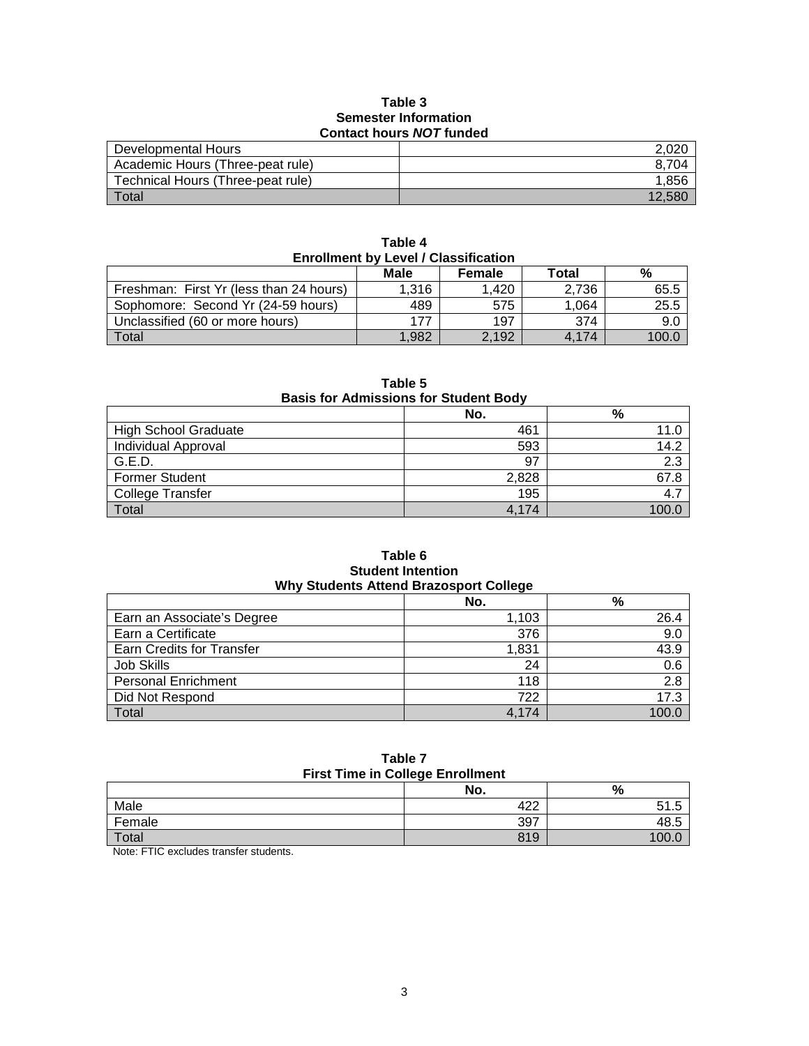**Table 3**
**Semester Information**
**Contact hours *NOT* funded**

| | |
|---|---|
| Developmental Hours | 2,020 |
| Academic Hours (Three-peat rule) | 8,704 |
| Technical Hours (Three-peat rule) | 1,856 |
| Total | 12,580 |

**Table 4**
**Enrollment by Level / Classification**

| | Male | Female | Total | % |
|---|---|---|---|---|
| Freshman: First Yr (less than 24 hours) | 1,316 | 1,420 | 2,736 | 65.5 |
| Sophomore: Second Yr (24-59 hours) | 489 | 575 | 1,064 | 25.5 |
| Unclassified (60 or more hours) | 177 | 197 | 374 | 9.0 |
| Total | 1,982 | 2,192 | 4,174 | 100.0 |

**Table 5**
**Basis for Admissions for Student Body**

| | No. | % |
|---|---|---|
| High School Graduate | 461 | 11.0 |
| Individual Approval | 593 | 14.2 |
| G.E.D. | 97 | 2.3 |
| Former Student | 2,828 | 67.8 |
| College Transfer | 195 | 4.7 |
| Total | 4,174 | 100.0 |

**Table 6**
**Student Intention**
**Why Students Attend Brazosport College**

| | No. | % |
|---|---|---|
| Earn an Associate's Degree | 1,103 | 26.4 |
| Earn a Certificate | 376 | 9.0 |
| Earn Credits for Transfer | 1,831 | 43.9 |
| Job Skills | 24 | 0.6 |
| Personal Enrichment | 118 | 2.8 |
| Did Not Respond | 722 | 17.3 |
| Total | 4,174 | 100.0 |

**Table 7**
**First Time in College Enrollment**

| | No. | % |
|---|---|---|
| Male | 422 | 51.5 |
| Female | 397 | 48.5 |
| Total | 819 | 100.0 |

Note: FTIC excludes transfer students.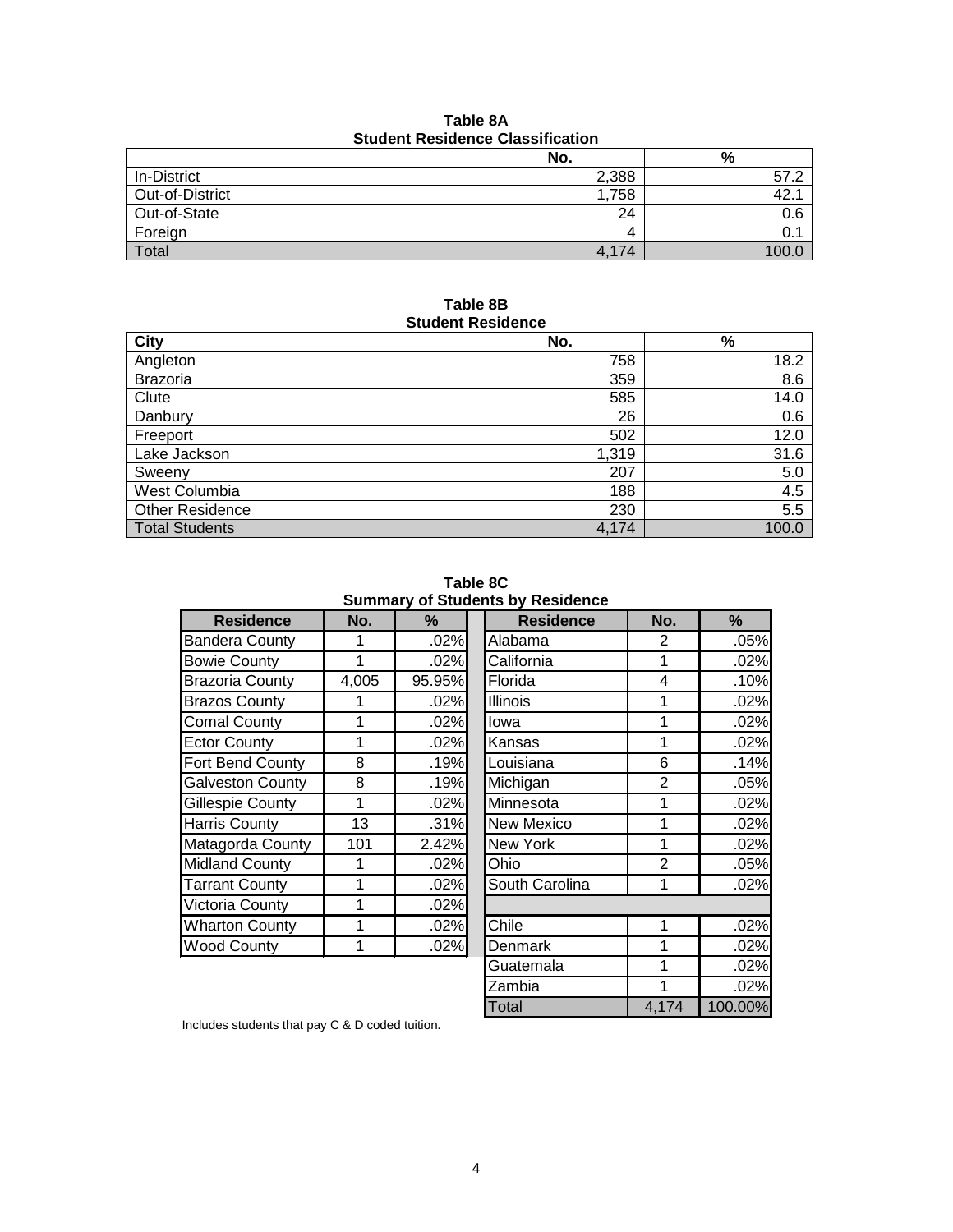**Table 8A**
**Student Residence Classification**

| | No. | % |
|---|---|---|
| In-District | 2,388 | 57.2 |
| Out-of-District | 1,758 | 42.1 |
| Out-of-State | 24 | 0.6 |
| Foreign | 4 | 0.1 |
| Total | 4,174 | 100.0 |

**Table 8B**
**Student Residence**

| City | No. | % |
|---|---|---|
| Angleton | 758 | 18.2 |
| Brazoria | 359 | 8.6 |
| Clute | 585 | 14.0 |
| Danbury | 26 | 0.6 |
| Freeport | 502 | 12.0 |
| Lake Jackson | 1,319 | 31.6 |
| Sweeny | 207 | 5.0 |
| West Columbia | 188 | 4.5 |
| Other Residence | 230 | 5.5 |
| Total Students | 4,174 | 100.0 |

**Table 8C**
**Summary of Students by Residence**

| Residence | No. | % | Residence | No. | % |
|---|---|---|---|---|---|
| Bandera County | 1 | .02% | Alabama | 2 | .05% |
| Bowie County | 1 | .02% | California | 1 | .02% |
| Brazoria County | 4,005 | 95.95% | Florida | 4 | .10% |
| Brazos County | 1 | .02% | Illinois | 1 | .02% |
| Comal County | 1 | .02% | Iowa | 1 | .02% |
| Ector County | 1 | .02% | Kansas | 1 | .02% |
| Fort Bend County | 8 | .19% | Louisiana | 6 | .14% |
| Galveston County | 8 | .19% | Michigan | 2 | .05% |
| Gillespie County | 1 | .02% | Minnesota | 1 | .02% |
| Harris County | 13 | .31% | New Mexico | 1 | .02% |
| Matagorda County | 101 | 2.42% | New York | 1 | .02% |
| Midland County | 1 | .02% | Ohio | 2 | .05% |
| Tarrant County | 1 | .02% | South Carolina | 1 | .02% |
| Victoria County | 1 | .02% | | | |
| Wharton County | 1 | .02% | Chile | 1 | .02% |
| Wood County | 1 | .02% | Denmark | 1 | .02% |
| | | | Guatemala | 1 | .02% |
| | | | Zambia | 1 | .02% |
| | | | Total | 4,174 | 100.00% |

Includes students that pay C & D coded tuition.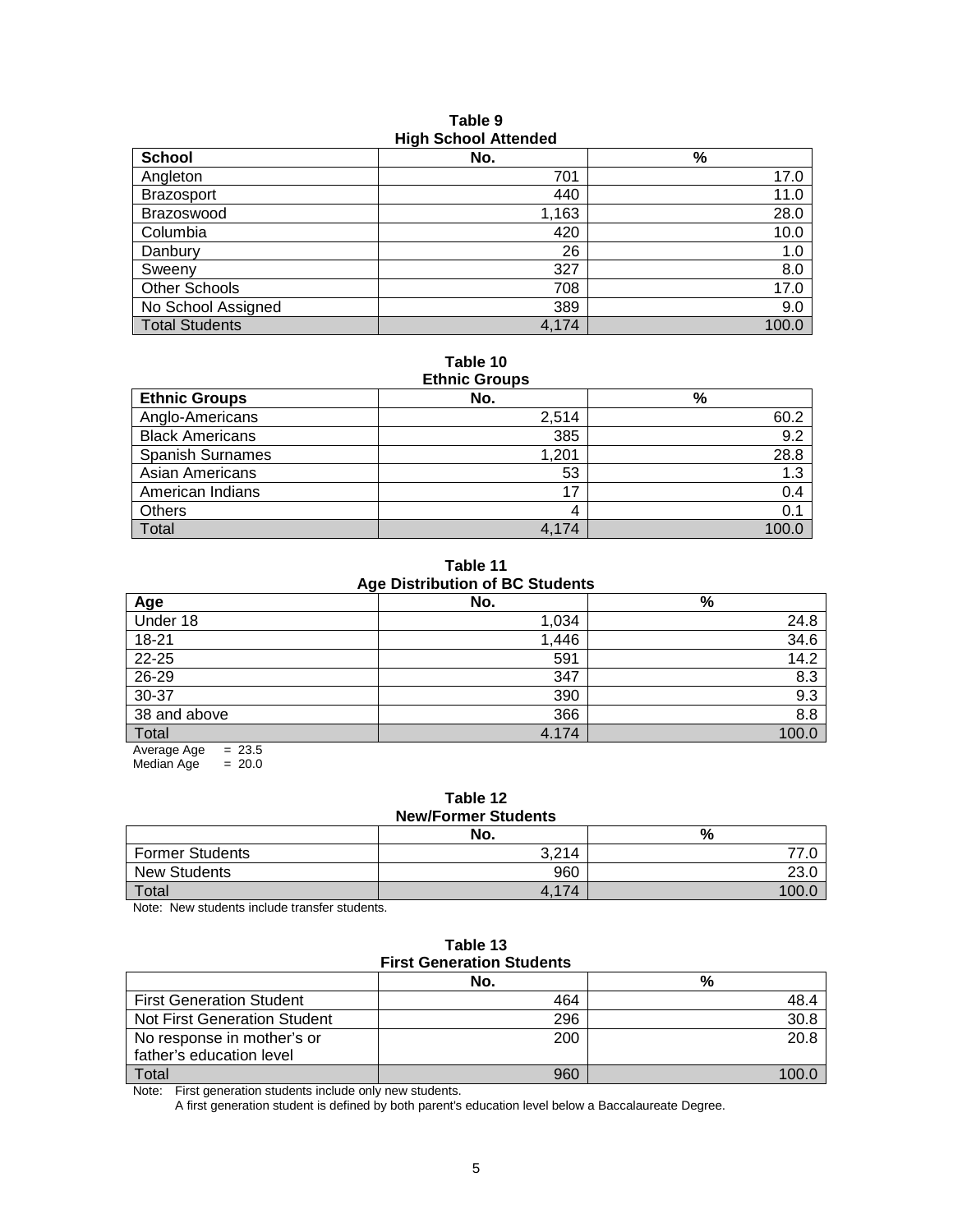**Table 9**
**High School Attended**

| School | No. | % |
|---|---|---|
| Angleton | 701 | 17.0 |
| Brazosport | 440 | 11.0 |
| Brazoswood | 1,163 | 28.0 |
| Columbia | 420 | 10.0 |
| Danbury | 26 | 1.0 |
| Sweeny | 327 | 8.0 |
| Other Schools | 708 | 17.0 |
| No School Assigned | 389 | 9.0 |
| Total Students | 4,174 | 100.0 |

**Table 10**
**Ethnic Groups**

| Ethnic Groups | No. | % |
|---|---|---|
| Anglo-Americans | 2,514 | 60.2 |
| Black Americans | 385 | 9.2 |
| Spanish Surnames | 1,201 | 28.8 |
| Asian Americans | 53 | 1.3 |
| American Indians | 17 | 0.4 |
| Others | 4 | 0.1 |
| Total | 4,174 | 100.0 |

**Table 11**
**Age Distribution of BC Students**

| Age | No. | % |
|---|---|---|
| Under 18 | 1,034 | 24.8 |
| 18-21 | 1,446 | 34.6 |
| 22-25 | 591 | 14.2 |
| 26-29 | 347 | 8.3 |
| 30-37 | 390 | 9.3 |
| 38 and above | 366 | 8.8 |
| Total | 4.174 | 100.0 |

Average Age = 23.5
Median Age = 20.0

**Table 12**
**New/Former Students**

| | No. | % |
|---|---|---|
| Former Students | 3,214 | 77.0 |
| New Students | 960 | 23.0 |
| Total | 4,174 | 100.0 |

Note: New students include transfer students.

**Table 13**
**First Generation Students**

| | No. | % |
|---|---|---|
| First Generation Student | 464 | 48.4 |
| Not First Generation Student | 296 | 30.8 |
| No response in mother's or father's education level | 200 | 20.8 |
| Total | 960 | 100.0 |

Note: First generation students include only new students.
A first generation student is defined by both parent's education level below a Baccalaureate Degree.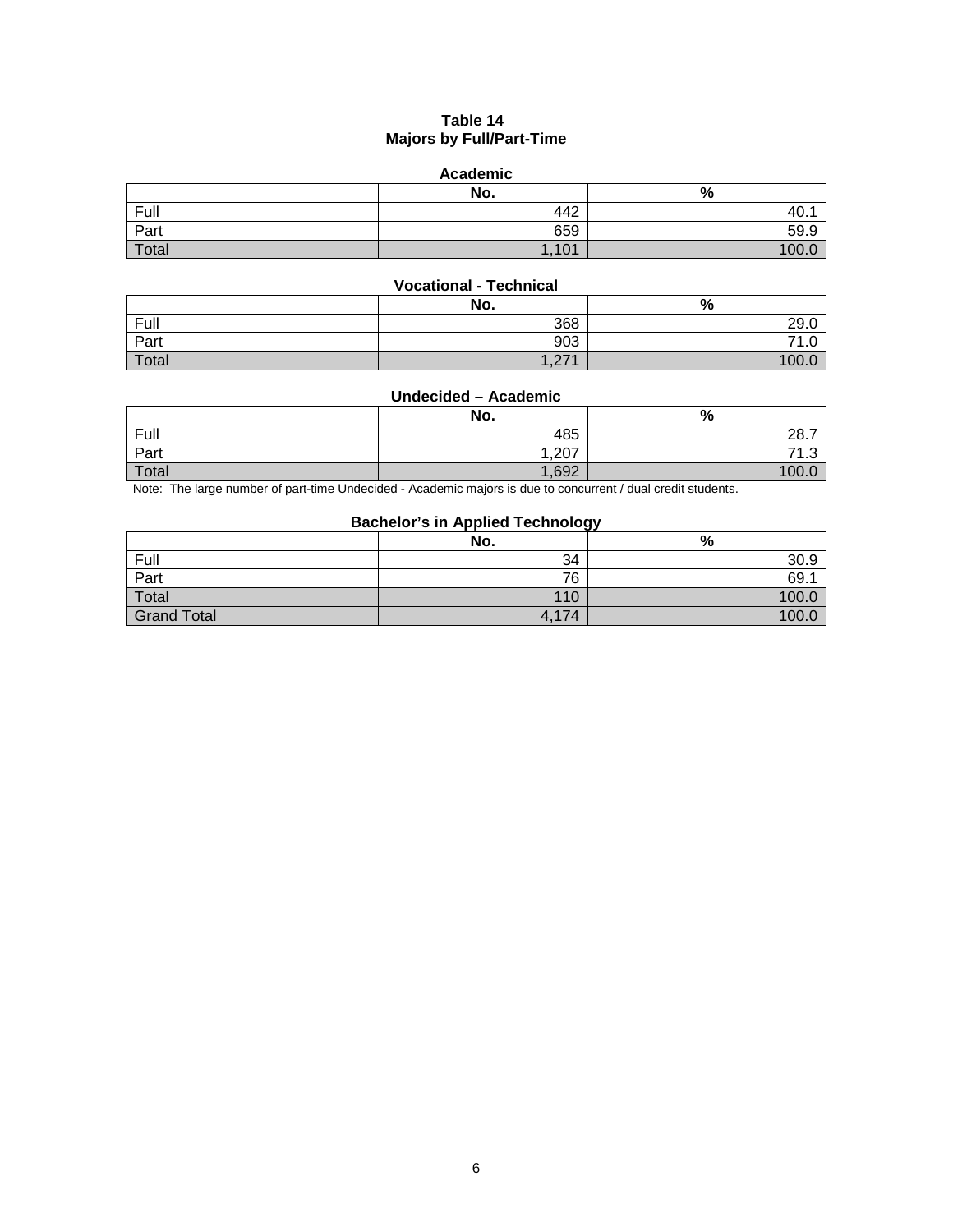## Table 14
## Majors by Full/Part-Time

**Academic**

| | No. | % |
|---|---|---|
| Full | 442 | 40.1 |
| Part | 659 | 59.9 |
| Total | 1,101 | 100.0 |

**Vocational - Technical**

| | No. | % |
|---|---|---|
| Full | 368 | 29.0 |
| Part | 903 | 71.0 |
| Total | 1,271 | 100.0 |

**Undecided – Academic**

| | No. | % |
|---|---|---|
| Full | 485 | 28.7 |
| Part | 1,207 | 71.3 |
| Total | 1,692 | 100.0 |

Note: The large number of part-time Undecided - Academic majors is due to concurrent / dual credit students.

**Bachelor's in Applied Technology**

| | No. | % |
|---|---|---|
| Full | 34 | 30.9 |
| Part | 76 | 69.1 |
| Total | 110 | 100.0 |
| Grand Total | 4,174 | 100.0 |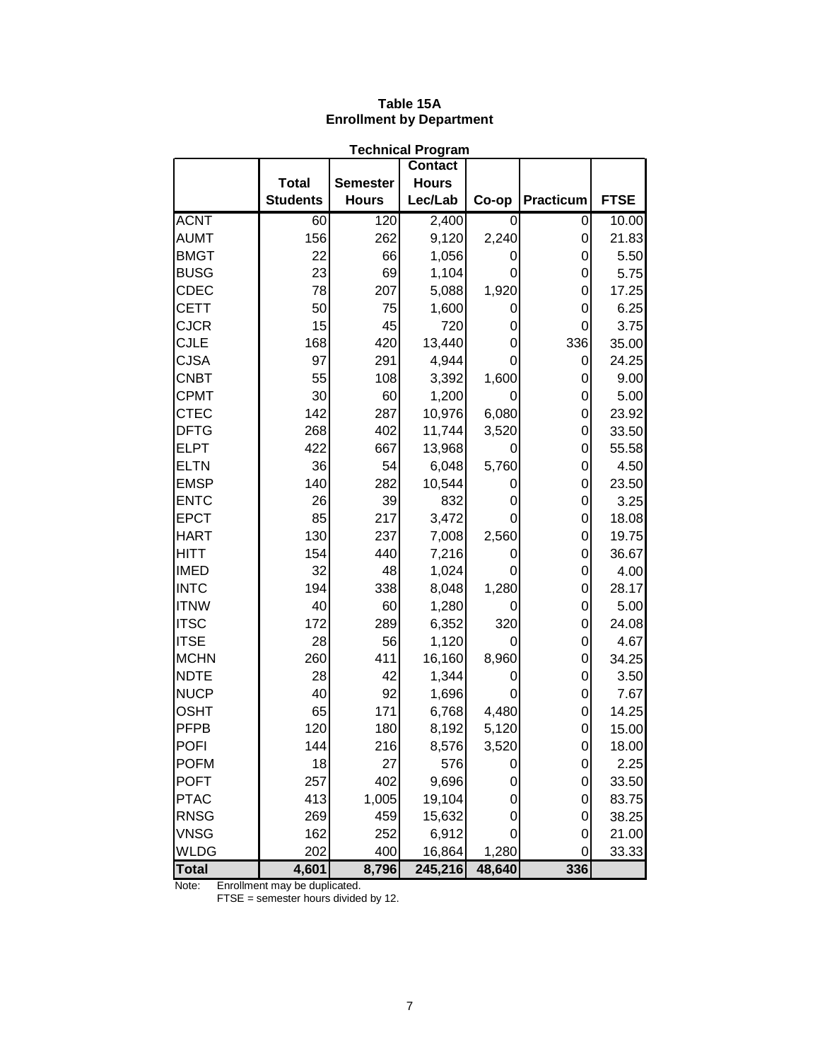**Table 15A**
**Enrollment by Department**

**Technical Program**

| | Total Students | Semester Hours | Contact Hours Lec/Lab | Co-op | Practicum | FTSE |
|---|---|---|---|---|---|---|
| ACNT | 60 | 120 | 2,400 | 0 | 0 | 10.00 |
| AUMT | 156 | 262 | 9,120 | 2,240 | 0 | 21.83 |
| BMGT | 22 | 66 | 1,056 | 0 | 0 | 5.50 |
| BUSG | 23 | 69 | 1,104 | 0 | 0 | 5.75 |
| CDEC | 78 | 207 | 5,088 | 1,920 | 0 | 17.25 |
| CETT | 50 | 75 | 1,600 | 0 | 0 | 6.25 |
| CJCR | 15 | 45 | 720 | 0 | 0 | 3.75 |
| CJLE | 168 | 420 | 13,440 | 0 | 336 | 35.00 |
| CJSA | 97 | 291 | 4,944 | 0 | 0 | 24.25 |
| CNBT | 55 | 108 | 3,392 | 1,600 | 0 | 9.00 |
| CPMT | 30 | 60 | 1,200 | 0 | 0 | 5.00 |
| CTEC | 142 | 287 | 10,976 | 6,080 | 0 | 23.92 |
| DFTG | 268 | 402 | 11,744 | 3,520 | 0 | 33.50 |
| ELPT | 422 | 667 | 13,968 | 0 | 0 | 55.58 |
| ELTN | 36 | 54 | 6,048 | 5,760 | 0 | 4.50 |
| EMSP | 140 | 282 | 10,544 | 0 | 0 | 23.50 |
| ENTC | 26 | 39 | 832 | 0 | 0 | 3.25 |
| EPCT | 85 | 217 | 3,472 | 0 | 0 | 18.08 |
| HART | 130 | 237 | 7,008 | 2,560 | 0 | 19.75 |
| HITT | 154 | 440 | 7,216 | 0 | 0 | 36.67 |
| IMED | 32 | 48 | 1,024 | 0 | 0 | 4.00 |
| INTC | 194 | 338 | 8,048 | 1,280 | 0 | 28.17 |
| ITNW | 40 | 60 | 1,280 | 0 | 0 | 5.00 |
| ITSC | 172 | 289 | 6,352 | 320 | 0 | 24.08 |
| ITSE | 28 | 56 | 1,120 | 0 | 0 | 4.67 |
| MCHN | 260 | 411 | 16,160 | 8,960 | 0 | 34.25 |
| NDTE | 28 | 42 | 1,344 | 0 | 0 | 3.50 |
| NUCP | 40 | 92 | 1,696 | 0 | 0 | 7.67 |
| OSHT | 65 | 171 | 6,768 | 4,480 | 0 | 14.25 |
| PFPB | 120 | 180 | 8,192 | 5,120 | 0 | 15.00 |
| POFI | 144 | 216 | 8,576 | 3,520 | 0 | 18.00 |
| POFM | 18 | 27 | 576 | 0 | 0 | 2.25 |
| POFT | 257 | 402 | 9,696 | 0 | 0 | 33.50 |
| PTAC | 413 | 1,005 | 19,104 | 0 | 0 | 83.75 |
| RNSG | 269 | 459 | 15,632 | 0 | 0 | 38.25 |
| VNSG | 162 | 252 | 6,912 | 0 | 0 | 21.00 |
| WLDG | 202 | 400 | 16,864 | 1,280 | 0 | 33.33 |
| **Total** | **4,601** | **8,796** | **245,216** | **48,640** | **336** | |

Note: Enrollment may be duplicated.
FTSE = semester hours divided by 12.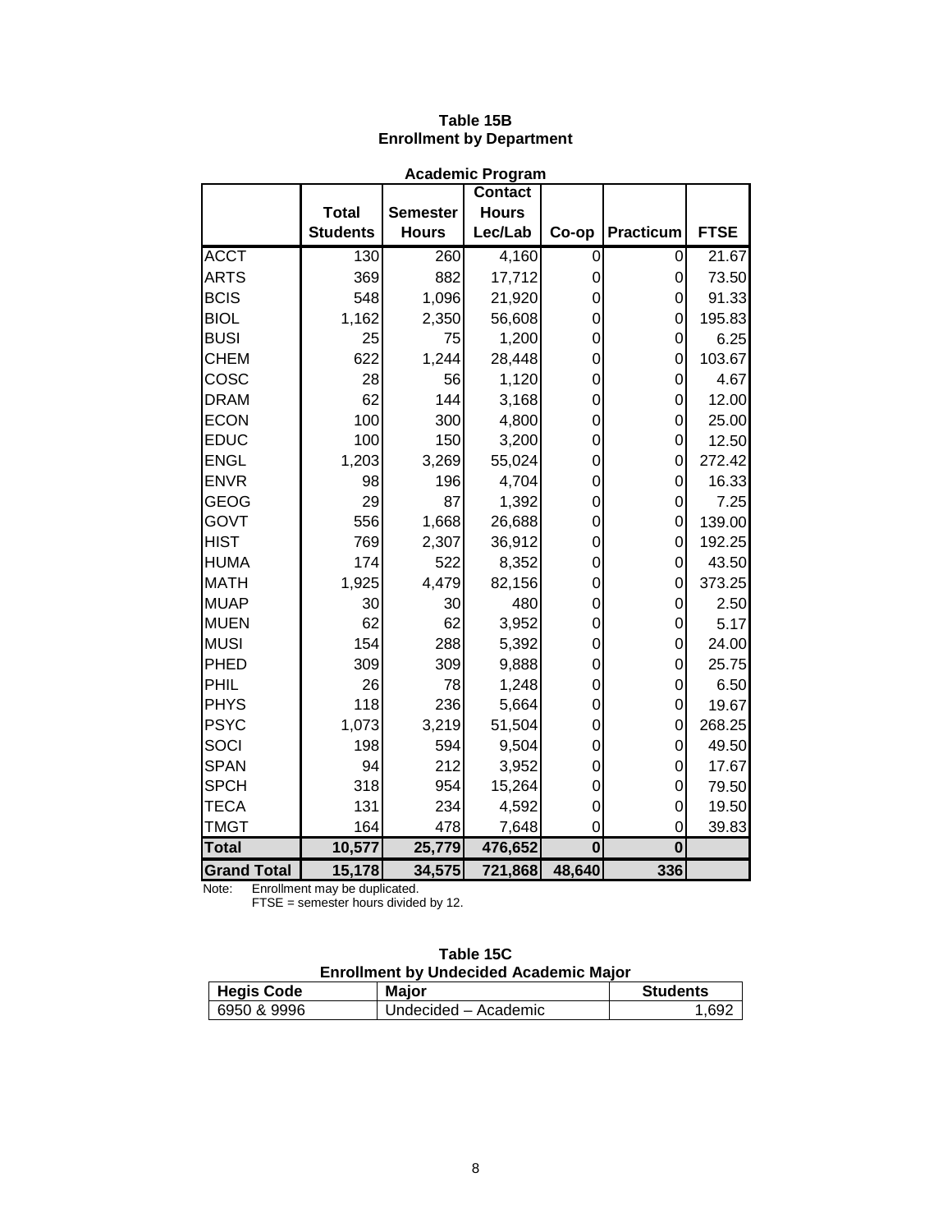**Table 15B**
**Enrollment by Department**

**Academic Program**

| | Total Students | Semester Hours | Contact Hours Lec/Lab | Co-op | Practicum | FTSE |
|---|---|---|---|---|---|---|
| ACCT | 130 | 260 | 4,160 | 0 | 0 | 21.67 |
| ARTS | 369 | 882 | 17,712 | 0 | 0 | 73.50 |
| BCIS | 548 | 1,096 | 21,920 | 0 | 0 | 91.33 |
| BIOL | 1,162 | 2,350 | 56,608 | 0 | 0 | 195.83 |
| BUSI | 25 | 75 | 1,200 | 0 | 0 | 6.25 |
| CHEM | 622 | 1,244 | 28,448 | 0 | 0 | 103.67 |
| COSC | 28 | 56 | 1,120 | 0 | 0 | 4.67 |
| DRAM | 62 | 144 | 3,168 | 0 | 0 | 12.00 |
| ECON | 100 | 300 | 4,800 | 0 | 0 | 25.00 |
| EDUC | 100 | 150 | 3,200 | 0 | 0 | 12.50 |
| ENGL | 1,203 | 3,269 | 55,024 | 0 | 0 | 272.42 |
| ENVR | 98 | 196 | 4,704 | 0 | 0 | 16.33 |
| GEOG | 29 | 87 | 1,392 | 0 | 0 | 7.25 |
| GOVT | 556 | 1,668 | 26,688 | 0 | 0 | 139.00 |
| HIST | 769 | 2,307 | 36,912 | 0 | 0 | 192.25 |
| HUMA | 174 | 522 | 8,352 | 0 | 0 | 43.50 |
| MATH | 1,925 | 4,479 | 82,156 | 0 | 0 | 373.25 |
| MUAP | 30 | 30 | 480 | 0 | 0 | 2.50 |
| MUEN | 62 | 62 | 3,952 | 0 | 0 | 5.17 |
| MUSI | 154 | 288 | 5,392 | 0 | 0 | 24.00 |
| PHED | 309 | 309 | 9,888 | 0 | 0 | 25.75 |
| PHIL | 26 | 78 | 1,248 | 0 | 0 | 6.50 |
| PHYS | 118 | 236 | 5,664 | 0 | 0 | 19.67 |
| PSYC | 1,073 | 3,219 | 51,504 | 0 | 0 | 268.25 |
| SOCI | 198 | 594 | 9,504 | 0 | 0 | 49.50 |
| SPAN | 94 | 212 | 3,952 | 0 | 0 | 17.67 |
| SPCH | 318 | 954 | 15,264 | 0 | 0 | 79.50 |
| TECA | 131 | 234 | 4,592 | 0 | 0 | 19.50 |
| TMGT | 164 | 478 | 7,648 | 0 | 0 | 39.83 |
| **Total** | **10,577** | **25,779** | **476,652** | **0** | **0** | |
| **Grand Total** | **15,178** | **34,575** | **721,868** | **48,640** | **336** | |

Note: Enrollment may be duplicated.
FTSE = semester hours divided by 12.

**Table 15C**
**Enrollment by Undecided Academic Major**

| Hegis Code | Major | Students |
|---|---|---|
| 6950 & 9996 | Undecided – Academic | 1,692 |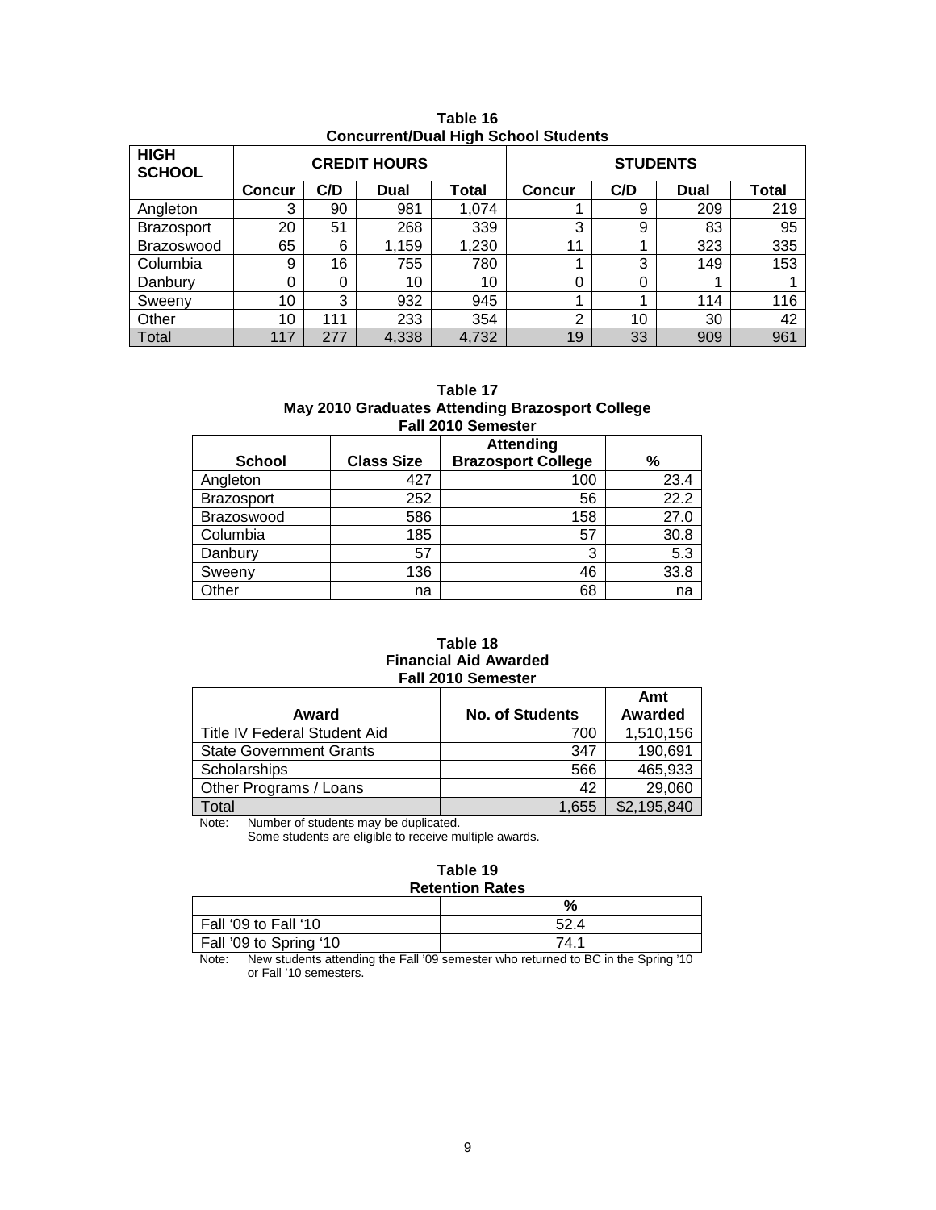**Table 16**
**Concurrent/Dual High School Students**

| HIGH SCHOOL | CREDIT HOURS | | | | STUDENTS | | | |
|---|---|---|---|---|---|---|---|---|
| | Concur | C/D | Dual | Total | Concur | C/D | Dual | Total |
| Angleton | 3 | 90 | 981 | 1,074 | 1 | 9 | 209 | 219 |
| Brazosport | 20 | 51 | 268 | 339 | 3 | 9 | 83 | 95 |
| Brazoswood | 65 | 6 | 1,159 | 1,230 | 11 | 1 | 323 | 335 |
| Columbia | 9 | 16 | 755 | 780 | 1 | 3 | 149 | 153 |
| Danbury | 0 | 0 | 10 | 10 | 0 | 0 | 1 | 1 |
| Sweeny | 10 | 3 | 932 | 945 | 1 | 1 | 114 | 116 |
| Other | 10 | 111 | 233 | 354 | 2 | 10 | 30 | 42 |
| Total | 117 | 277 | 4,338 | 4,732 | 19 | 33 | 909 | 961 |

**Table 17**
**May 2010 Graduates Attending Brazosport College**
**Fall 2010 Semester**

| School | Class Size | Attending Brazosport College | % |
|---|---|---|---|
| Angleton | 427 | 100 | 23.4 |
| Brazosport | 252 | 56 | 22.2 |
| Brazoswood | 586 | 158 | 27.0 |
| Columbia | 185 | 57 | 30.8 |
| Danbury | 57 | 3 | 5.3 |
| Sweeny | 136 | 46 | 33.8 |
| Other | na | 68 | na |

**Table 18**
**Financial Aid Awarded**
**Fall 2010 Semester**

| Award | No. of Students | Amt Awarded |
|---|---|---|
| Title IV Federal Student Aid | 700 | 1,510,156 |
| State Government Grants | 347 | 190,691 |
| Scholarships | 566 | 465,933 |
| Other Programs / Loans | 42 | 29,060 |
| Total | 1,655 | $2,195,840 |

Note: Number of students may be duplicated.
Some students are eligible to receive multiple awards.

**Table 19**
**Retention Rates**

| | % |
|---|---|
| Fall '09 to Fall '10 | 52.4 |
| Fall '09 to Spring '10 | 74.1 |

Note: New students attending the Fall '09 semester who returned to BC in the Spring '10 or Fall '10 semesters.